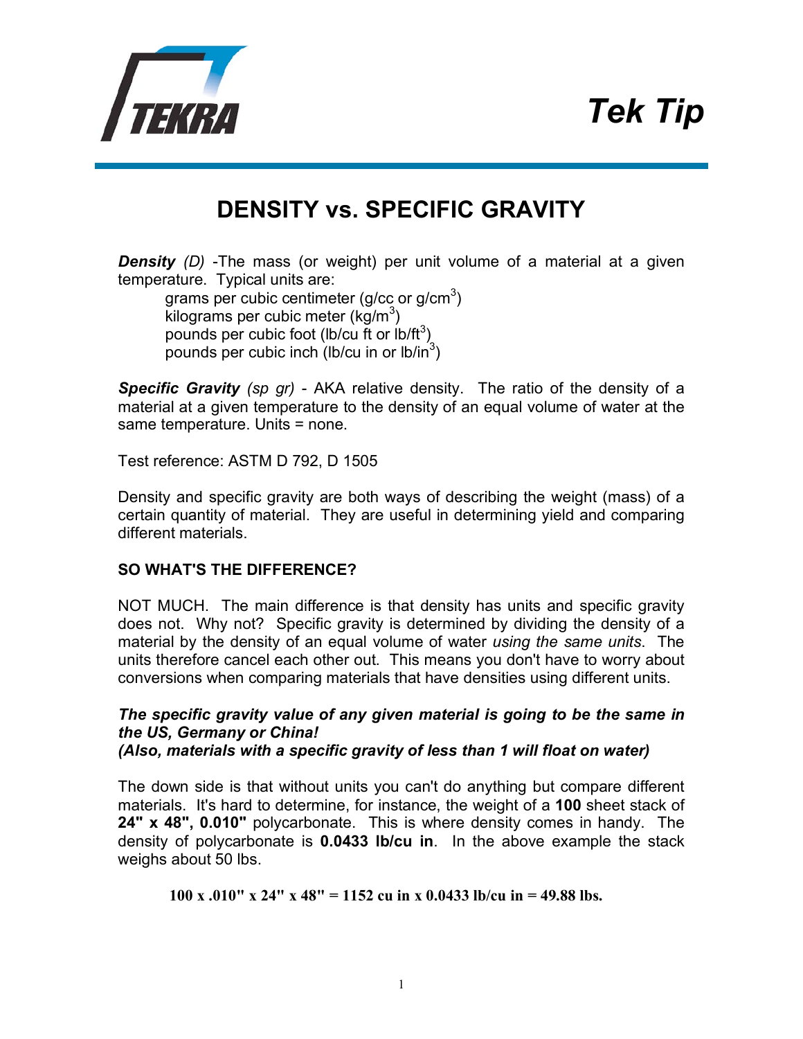# Tek Tip

## DENSITY vs. SPECIFIC GRAVITY

***Density*** *(D)* -The mass (or weight) per unit volume of a material at a given temperature. Typical units are:

- grams per cubic centimeter (g/cc or $g/cm^3$)
- kilograms per cubic meter ($kg/m^3$)
- pounds per cubic foot (lb/cu ft or $lb/ft^3$)
- pounds per cubic inch (lb/cu in or $lb/in^3$)

***Specific Gravity*** *(sp gr)* - AKA relative density. The ratio of the density of a material at a given temperature to the density of an equal volume of water at the same temperature. Units = none.

Test reference: ASTM D 792, D 1505

Density and specific gravity are both ways of describing the weight (mass) of a certain quantity of material. They are useful in determining yield and comparing different materials.

**SO WHAT'S THE DIFFERENCE?**

NOT MUCH. The main difference is that density has units and specific gravity does not. Why not? Specific gravity is determined by dividing the density of a material by the density of an equal volume of water *using the same units*. The units therefore cancel each other out. This means you don't have to worry about conversions when comparing materials that have densities using different units.

***The specific gravity value of any given material is going to be the same in the US, Germany or China!***
***(Also, materials with a specific gravity of less than 1 will float on water)***

The down side is that without units you can't do anything but compare different materials. It's hard to determine, for instance, the weight of a **100** sheet stack of **24" x 48", 0.010"** polycarbonate. This is where density comes in handy. The density of polycarbonate is **0.0433 lb/cu in**. In the above example the stack weighs about 50 lbs.

**100 x .010" x 24" x 48" = 1152 cu in x 0.0433 lb/cu in = 49.88 lbs.**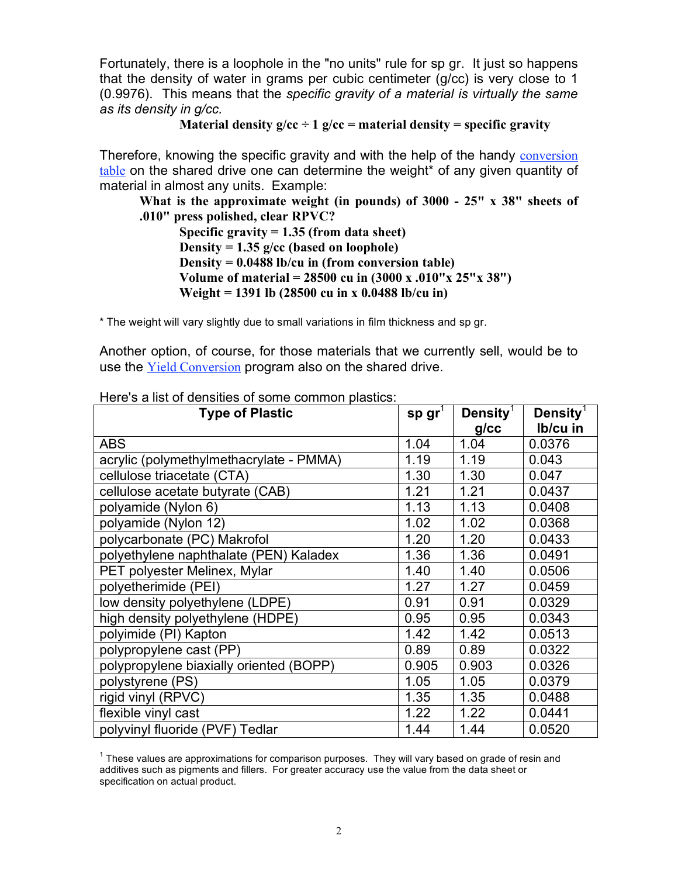Fortunately, there is a loophole in the "no units" rule for sp gr. It just so happens that the density of water in grams per cubic centimeter (g/cc) is very close to 1 (0.9976). This means that the *specific gravity of a material is virtually the same as its density in g/cc.*

**Material density g/cc ÷ 1 g/cc = material density = specific gravity**

Therefore, knowing the specific gravity and with the help of the handy conversion table on the shared drive one can determine the weight* of any given quantity of material in almost any units. Example:

> **What is the approximate weight (in pounds) of 3000 - 25" x 38" sheets of .010" press polished, clear RPVC?**
>
> **Specific gravity = 1.35 (from data sheet)**
> **Density = 1.35 g/cc (based on loophole)**
> **Density = 0.0488 lb/cu in (from conversion table)**
> **Volume of material = 28500 cu in (3000 x .010"x 25"x 38")**
> **Weight = 1391 lb (28500 cu in x 0.0488 lb/cu in)**

* The weight will vary slightly due to small variations in film thickness and sp gr.

Another option, of course, for those materials that we currently sell, would be to use the Yield Conversion program also on the shared drive.

Here's a list of densities of some common plastics:

| Type of Plastic | sp gr[1] | Density[1] g/cc | Density[1] lb/cu in |
|---|---|---|---|
| ABS | 1.04 | 1.04 | 0.0376 |
| acrylic (polymethylmethacrylate - PMMA) | 1.19 | 1.19 | 0.043 |
| cellulose triacetate (CTA) | 1.30 | 1.30 | 0.047 |
| cellulose acetate butyrate (CAB) | 1.21 | 1.21 | 0.0437 |
| polyamide (Nylon 6) | 1.13 | 1.13 | 0.0408 |
| polyamide (Nylon 12) | 1.02 | 1.02 | 0.0368 |
| polycarbonate (PC) Makrofol | 1.20 | 1.20 | 0.0433 |
| polyethylene naphthalate (PEN) Kaladex | 1.36 | 1.36 | 0.0491 |
| PET polyester Melinex, Mylar | 1.40 | 1.40 | 0.0506 |
| polyetherimide (PEI) | 1.27 | 1.27 | 0.0459 |
| low density polyethylene (LDPE) | 0.91 | 0.91 | 0.0329 |
| high density polyethylene (HDPE) | 0.95 | 0.95 | 0.0343 |
| polyimide (PI) Kapton | 1.42 | 1.42 | 0.0513 |
| polypropylene cast (PP) | 0.89 | 0.89 | 0.0322 |
| polypropylene biaxially oriented (BOPP) | 0.905 | 0.903 | 0.0326 |
| polystyrene (PS) | 1.05 | 1.05 | 0.0379 |
| rigid vinyl (RPVC) | 1.35 | 1.35 | 0.0488 |
| flexible vinyl cast | 1.22 | 1.22 | 0.0441 |
| polyvinyl fluoride (PVF) Tedlar | 1.44 | 1.44 | 0.0520 |

[1] These values are approximations for comparison purposes. They will vary based on grade of resin and additives such as pigments and fillers. For greater accuracy use the value from the data sheet or specification on actual product.